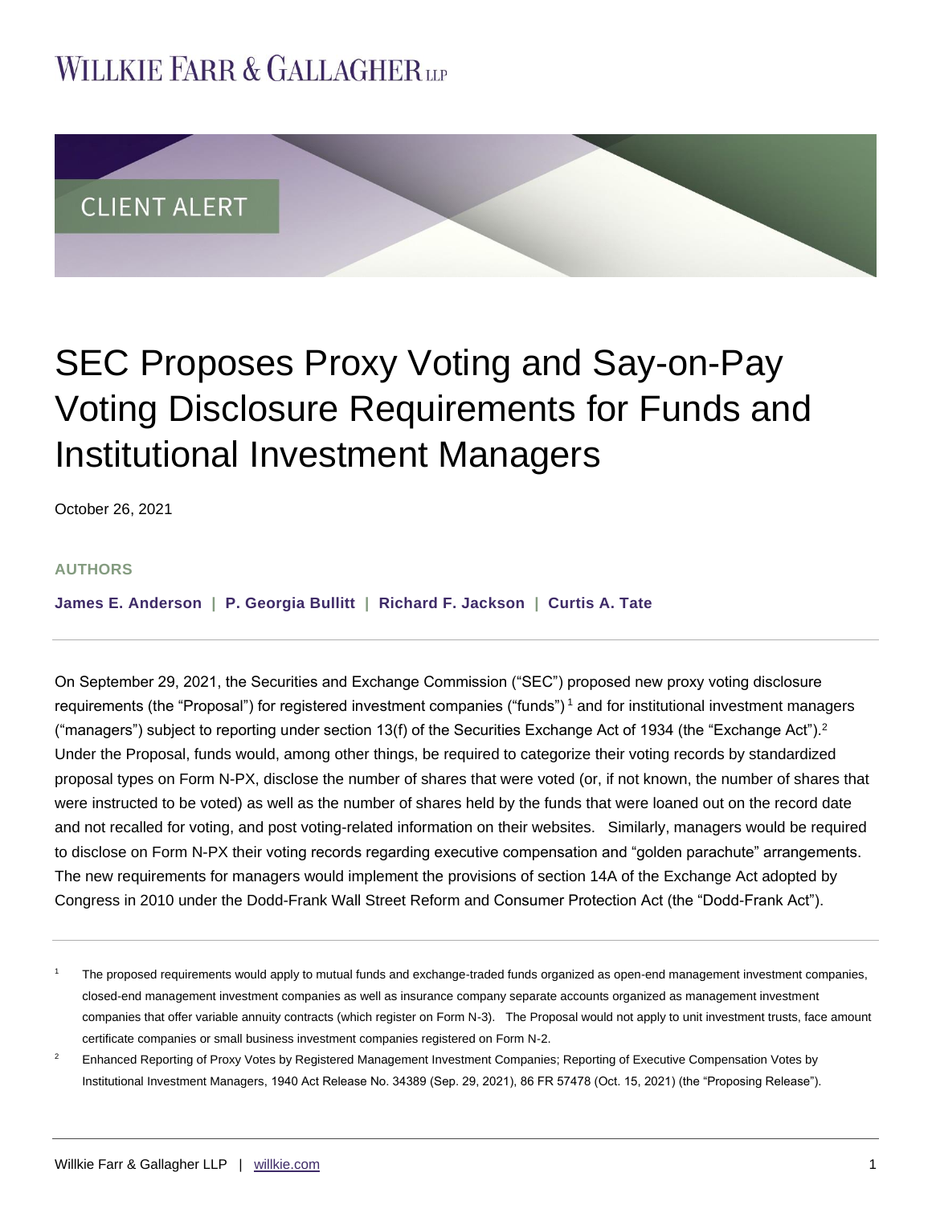WILLKIE FARR & GALLAGHER LLP

CLIENT ALERT

# SEC Proposes Proxy Voting and Say-on-Pay Voting Disclosure Requirements for Funds and Institutional Investment Managers

October 26, 2021

**AUTHORS**

**James E. Anderson | P. Georgia Bullitt | Richard F. Jackson | Curtis A. Tate**

On September 29, 2021, the Securities and Exchange Commission ("SEC") proposed new proxy voting disclosure requirements (the "Proposal") for registered investment companies ("funds")[1] and for institutional investment managers ("managers") subject to reporting under section 13(f) of the Securities Exchange Act of 1934 (the "Exchange Act").[2] Under the Proposal, funds would, among other things, be required to categorize their voting records by standardized proposal types on Form N-PX, disclose the number of shares that were voted (or, if not known, the number of shares that were instructed to be voted) as well as the number of shares held by the funds that were loaned out on the record date and not recalled for voting, and post voting-related information on their websites. Similarly, managers would be required to disclose on Form N-PX their voting records regarding executive compensation and "golden parachute" arrangements. The new requirements for managers would implement the provisions of section 14A of the Exchange Act adopted by Congress in 2010 under the Dodd-Frank Wall Street Reform and Consumer Protection Act (the "Dodd-Frank Act").

[1] The proposed requirements would apply to mutual funds and exchange-traded funds organized as open-end management investment companies, closed-end management investment companies as well as insurance company separate accounts organized as management investment companies that offer variable annuity contracts (which register on Form N-3). The Proposal would not apply to unit investment trusts, face amount certificate companies or small business investment companies registered on Form N-2.

[2] Enhanced Reporting of Proxy Votes by Registered Management Investment Companies; Reporting of Executive Compensation Votes by Institutional Investment Managers, 1940 Act Release No. 34389 (Sep. 29, 2021), 86 FR 57478 (Oct. 15, 2021) (the "Proposing Release").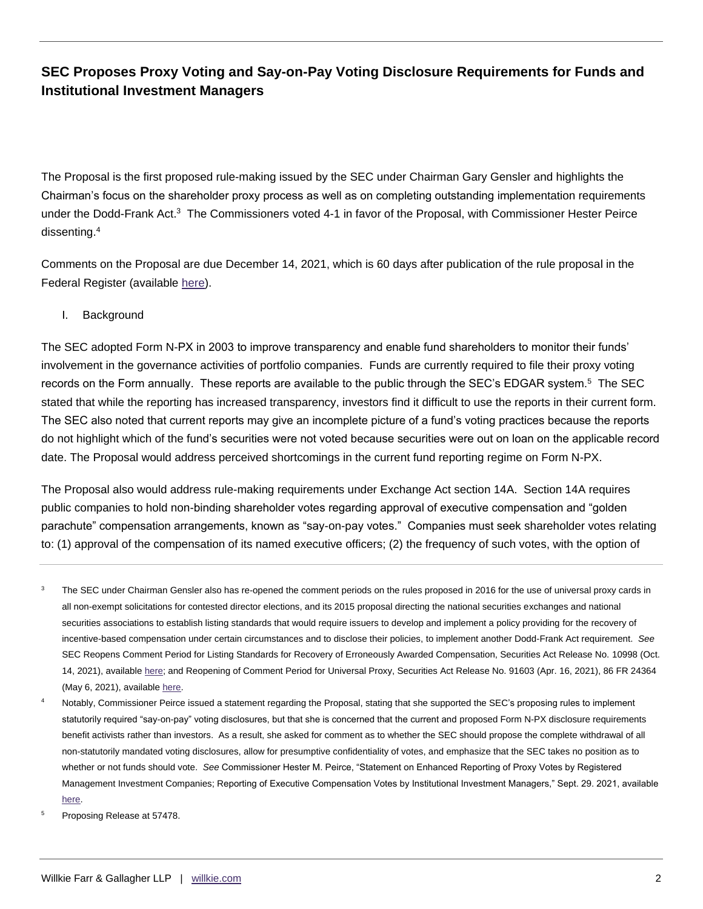The Proposal is the first proposed rule-making issued by the SEC under Chairman Gary Gensler and highlights the Chairman's focus on the shareholder proxy process as well as on completing outstanding implementation requirements under the Dodd-Frank Act.[3] The Commissioners voted 4-1 in favor of the Proposal, with Commissioner Hester Peirce dissenting.[4]

Comments on the Proposal are due December 14, 2021, which is 60 days after publication of the rule proposal in the Federal Register (available here).

I. Background

The SEC adopted Form N-PX in 2003 to improve transparency and enable fund shareholders to monitor their funds' involvement in the governance activities of portfolio companies. Funds are currently required to file their proxy voting records on the Form annually. These reports are available to the public through the SEC's EDGAR system.[5] The SEC stated that while the reporting has increased transparency, investors find it difficult to use the reports in their current form. The SEC also noted that current reports may give an incomplete picture of a fund's voting practices because the reports do not highlight which of the fund's securities were not voted because securities were out on loan on the applicable record date. The Proposal would address perceived shortcomings in the current fund reporting regime on Form N-PX.

The Proposal also would address rule-making requirements under Exchange Act section 14A. Section 14A requires public companies to hold non-binding shareholder votes regarding approval of executive compensation and "golden parachute" compensation arrangements, known as "say-on-pay votes." Companies must seek shareholder votes relating to: (1) approval of the compensation of its named executive officers; (2) the frequency of such votes, with the option of

---

[3] The SEC under Chairman Gensler also has re-opened the comment periods on the rules proposed in 2016 for the use of universal proxy cards in all non-exempt solicitations for contested director elections, and its 2015 proposal directing the national securities exchanges and national securities associations to establish listing standards that would require issuers to develop and implement a policy providing for the recovery of incentive-based compensation under certain circumstances and to disclose their policies, to implement another Dodd-Frank Act requirement. *See* SEC Reopens Comment Period for Listing Standards for Recovery of Erroneously Awarded Compensation, Securities Act Release No. 10998 (Oct. 14, 2021), available here; and Reopening of Comment Period for Universal Proxy, Securities Act Release No. 91603 (Apr. 16, 2021), 86 FR 24364 (May 6, 2021), available here.

[4] Notably, Commissioner Peirce issued a statement regarding the Proposal, stating that she supported the SEC's proposing rules to implement statutorily required "say-on-pay" voting disclosures, but that she is concerned that the current and proposed Form N-PX disclosure requirements benefit activists rather than investors. As a result, she asked for comment as to whether the SEC should propose the complete withdrawal of all non-statutorily mandated voting disclosures, allow for presumptive confidentiality of votes, and emphasize that the SEC takes no position as to whether or not funds should vote. *See* Commissioner Hester M. Peirce, "Statement on Enhanced Reporting of Proxy Votes by Registered Management Investment Companies; Reporting of Executive Compensation Votes by Institutional Investment Managers," Sept. 29. 2021, available here.

[5] Proposing Release at 57478.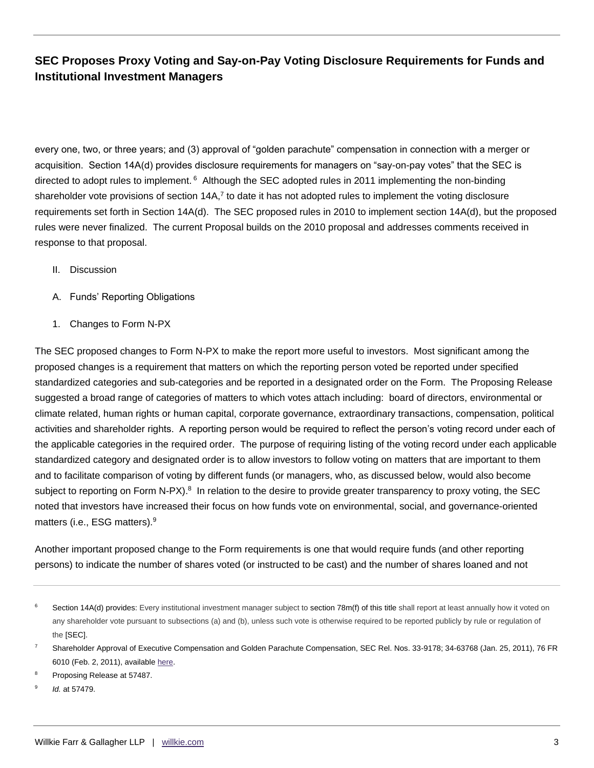every one, two, or three years; and (3) approval of "golden parachute" compensation in connection with a merger or acquisition. Section 14A(d) provides disclosure requirements for managers on "say-on-pay votes" that the SEC is directed to adopt rules to implement.[6] Although the SEC adopted rules in 2011 implementing the non-binding shareholder vote provisions of section 14A,[7] to date it has not adopted rules to implement the voting disclosure requirements set forth in Section 14A(d). The SEC proposed rules in 2010 to implement section 14A(d), but the proposed rules were never finalized. The current Proposal builds on the 2010 proposal and addresses comments received in response to that proposal.

## II. Discussion

### A. Funds' Reporting Obligations

#### 1. Changes to Form N-PX

The SEC proposed changes to Form N-PX to make the report more useful to investors. Most significant among the proposed changes is a requirement that matters on which the reporting person voted be reported under specified standardized categories and sub-categories and be reported in a designated order on the Form. The Proposing Release suggested a broad range of categories of matters to which votes attach including: board of directors, environmental or climate related, human rights or human capital, corporate governance, extraordinary transactions, compensation, political activities and shareholder rights. A reporting person would be required to reflect the person's voting record under each of the applicable categories in the required order. The purpose of requiring listing of the voting record under each applicable standardized category and designated order is to allow investors to follow voting on matters that are important to them and to facilitate comparison of voting by different funds (or managers, who, as discussed below, would also become subject to reporting on Form N-PX).[8] In relation to the desire to provide greater transparency to proxy voting, the SEC noted that investors have increased their focus on how funds vote on environmental, social, and governance-oriented matters (i.e., ESG matters).[9]

Another important proposed change to the Form requirements is one that would require funds (and other reporting persons) to indicate the number of shares voted (or instructed to be cast) and the number of shares loaned and not

---

[6] Section 14A(d) provides: Every institutional investment manager subject to section 78m(f) of this title shall report at least annually how it voted on any shareholder vote pursuant to subsections (a) and (b), unless such vote is otherwise required to be reported publicly by rule or regulation of the [SEC].

[7] Shareholder Approval of Executive Compensation and Golden Parachute Compensation, SEC Rel. Nos. 33-9178; 34-63768 (Jan. 25, 2011), 76 FR 6010 (Feb. 2, 2011), available here.

[8] Proposing Release at 57487.

[9] *Id.* at 57479.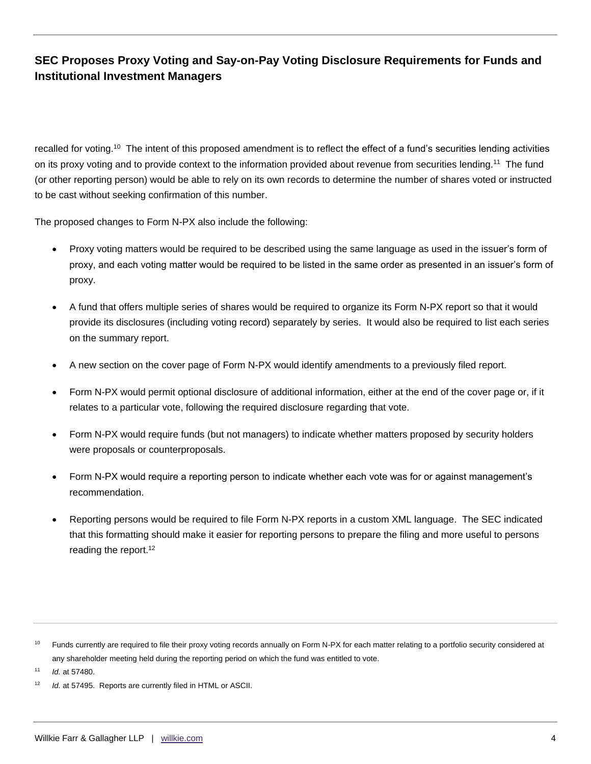recalled for voting.[10] The intent of this proposed amendment is to reflect the effect of a fund's securities lending activities on its proxy voting and to provide context to the information provided about revenue from securities lending.[11] The fund (or other reporting person) would be able to rely on its own records to determine the number of shares voted or instructed to be cast without seeking confirmation of this number.

The proposed changes to Form N-PX also include the following:

- Proxy voting matters would be required to be described using the same language as used in the issuer's form of proxy, and each voting matter would be required to be listed in the same order as presented in an issuer's form of proxy.
- A fund that offers multiple series of shares would be required to organize its Form N-PX report so that it would provide its disclosures (including voting record) separately by series. It would also be required to list each series on the summary report.
- A new section on the cover page of Form N-PX would identify amendments to a previously filed report.
- Form N-PX would permit optional disclosure of additional information, either at the end of the cover page or, if it relates to a particular vote, following the required disclosure regarding that vote.
- Form N-PX would require funds (but not managers) to indicate whether matters proposed by security holders were proposals or counterproposals.
- Form N-PX would require a reporting person to indicate whether each vote was for or against management's recommendation.
- Reporting persons would be required to file Form N-PX reports in a custom XML language. The SEC indicated that this formatting should make it easier for reporting persons to prepare the filing and more useful to persons reading the report.[12]

---

[10] Funds currently are required to file their proxy voting records annually on Form N-PX for each matter relating to a portfolio security considered at any shareholder meeting held during the reporting period on which the fund was entitled to vote.

[11] *Id.* at 57480.

[12] *Id.* at 57495. Reports are currently filed in HTML or ASCII.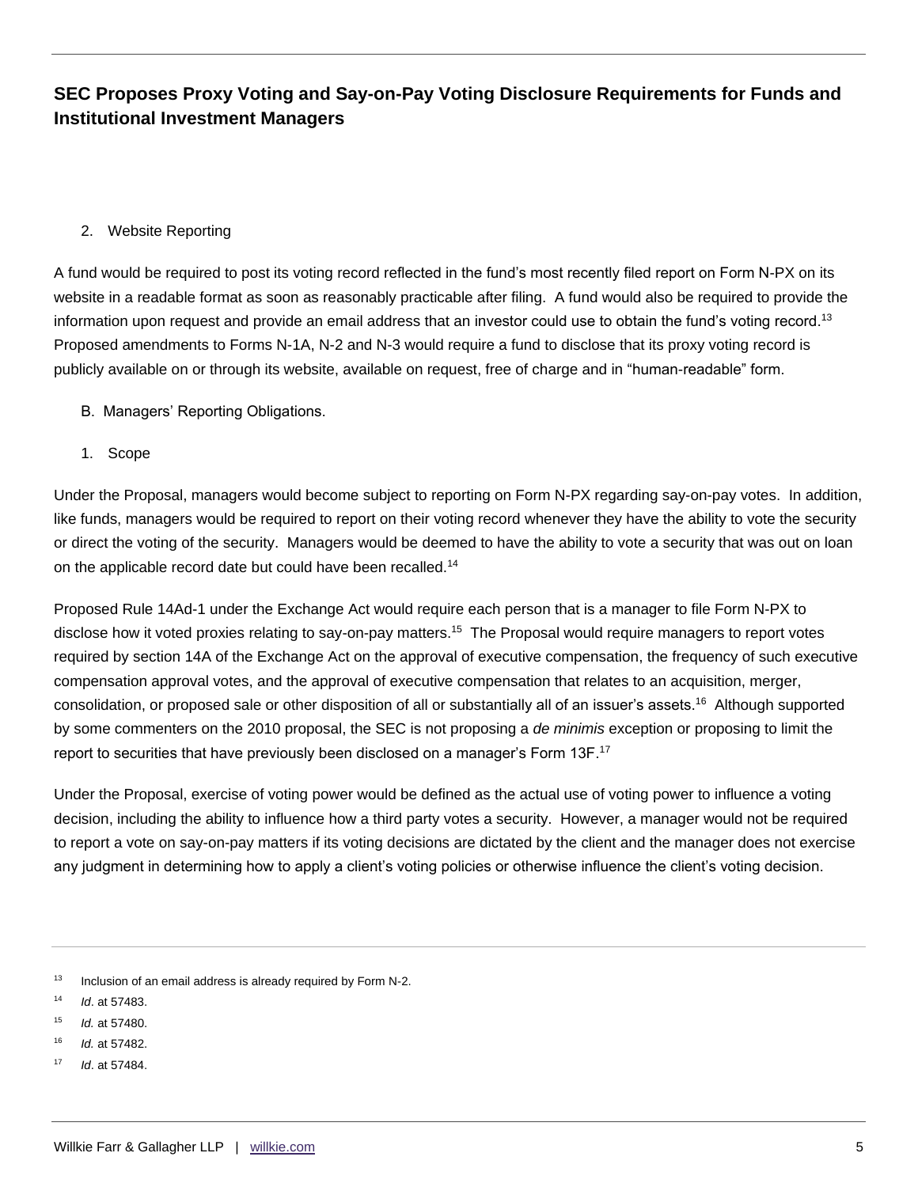2. Website Reporting

A fund would be required to post its voting record reflected in the fund's most recently filed report on Form N-PX on its website in a readable format as soon as reasonably practicable after filing. A fund would also be required to provide the information upon request and provide an email address that an investor could use to obtain the fund's voting record.[13] Proposed amendments to Forms N-1A, N-2 and N-3 would require a fund to disclose that its proxy voting record is publicly available on or through its website, available on request, free of charge and in "human-readable" form.

B. Managers' Reporting Obligations.

1. Scope

Under the Proposal, managers would become subject to reporting on Form N-PX regarding say-on-pay votes. In addition, like funds, managers would be required to report on their voting record whenever they have the ability to vote the security or direct the voting of the security. Managers would be deemed to have the ability to vote a security that was out on loan on the applicable record date but could have been recalled.[14]

Proposed Rule 14Ad-1 under the Exchange Act would require each person that is a manager to file Form N-PX to disclose how it voted proxies relating to say-on-pay matters.[15] The Proposal would require managers to report votes required by section 14A of the Exchange Act on the approval of executive compensation, the frequency of such executive compensation approval votes, and the approval of executive compensation that relates to an acquisition, merger, consolidation, or proposed sale or other disposition of all or substantially all of an issuer's assets.[16] Although supported by some commenters on the 2010 proposal, the SEC is not proposing a *de minimis* exception or proposing to limit the report to securities that have previously been disclosed on a manager's Form 13F.[17]

Under the Proposal, exercise of voting power would be defined as the actual use of voting power to influence a voting decision, including the ability to influence how a third party votes a security. However, a manager would not be required to report a vote on say-on-pay matters if its voting decisions are dictated by the client and the manager does not exercise any judgment in determining how to apply a client's voting policies or otherwise influence the client's voting decision.

---

[13] Inclusion of an email address is already required by Form N-2.

[14] *Id*. at 57483.

[15] *Id.* at 57480.

[16] *Id.* at 57482.

[17] *Id*. at 57484.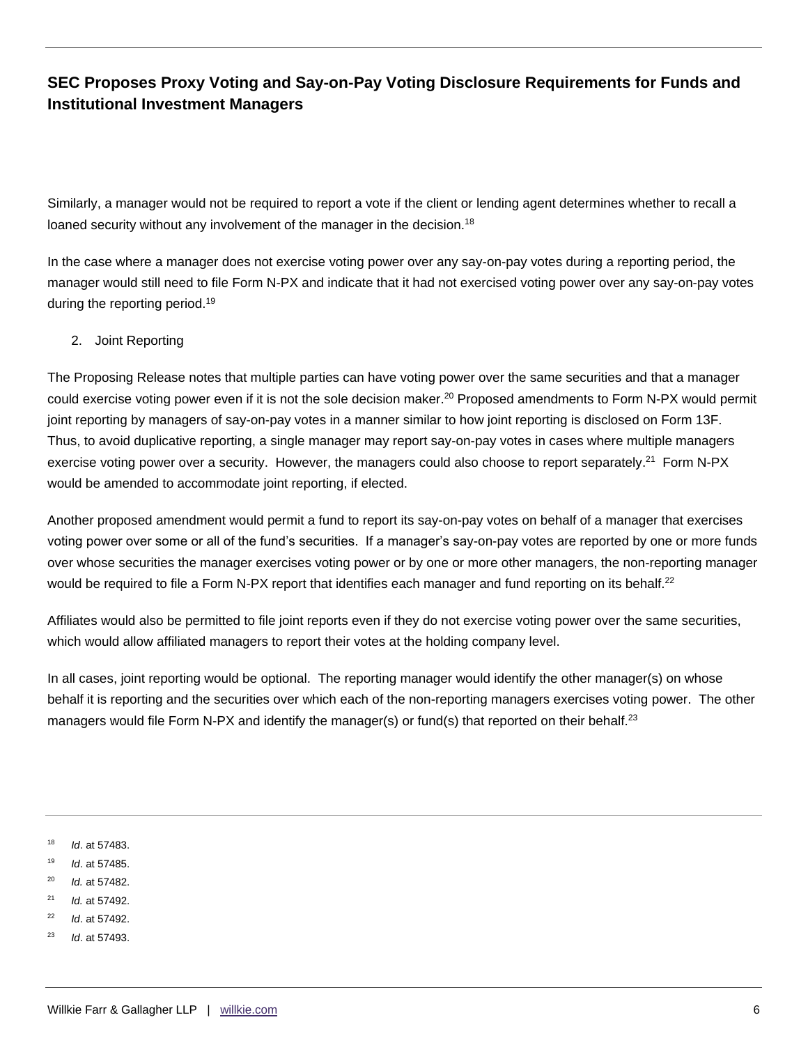Similarly, a manager would not be required to report a vote if the client or lending agent determines whether to recall a loaned security without any involvement of the manager in the decision.[18]

In the case where a manager does not exercise voting power over any say-on-pay votes during a reporting period, the manager would still need to file Form N-PX and indicate that it had not exercised voting power over any say-on-pay votes during the reporting period.[19]

2. Joint Reporting

The Proposing Release notes that multiple parties can have voting power over the same securities and that a manager could exercise voting power even if it is not the sole decision maker.[20] Proposed amendments to Form N-PX would permit joint reporting by managers of say-on-pay votes in a manner similar to how joint reporting is disclosed on Form 13F. Thus, to avoid duplicative reporting, a single manager may report say-on-pay votes in cases where multiple managers exercise voting power over a security. However, the managers could also choose to report separately.[21] Form N-PX would be amended to accommodate joint reporting, if elected.

Another proposed amendment would permit a fund to report its say-on-pay votes on behalf of a manager that exercises voting power over some or all of the fund's securities. If a manager's say-on-pay votes are reported by one or more funds over whose securities the manager exercises voting power or by one or more other managers, the non-reporting manager would be required to file a Form N-PX report that identifies each manager and fund reporting on its behalf.[22]

Affiliates would also be permitted to file joint reports even if they do not exercise voting power over the same securities, which would allow affiliated managers to report their votes at the holding company level.

In all cases, joint reporting would be optional. The reporting manager would identify the other manager(s) on whose behalf it is reporting and the securities over which each of the non-reporting managers exercises voting power. The other managers would file Form N-PX and identify the manager(s) or fund(s) that reported on their behalf.[23]

---

[18] *Id*. at 57483.

[19] *Id*. at 57485.

[20] *Id.* at 57482.

[21] *Id.* at 57492.

[22] *Id*. at 57492.

[23] *Id*. at 57493.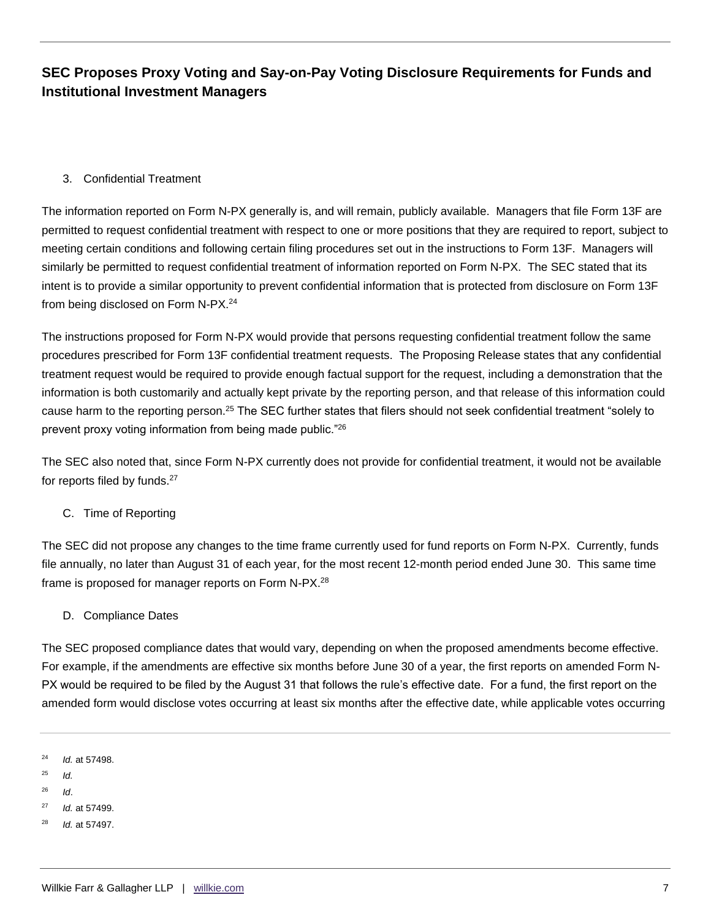3. Confidential Treatment

The information reported on Form N-PX generally is, and will remain, publicly available. Managers that file Form 13F are permitted to request confidential treatment with respect to one or more positions that they are required to report, subject to meeting certain conditions and following certain filing procedures set out in the instructions to Form 13F. Managers will similarly be permitted to request confidential treatment of information reported on Form N-PX. The SEC stated that its intent is to provide a similar opportunity to prevent confidential information that is protected from disclosure on Form 13F from being disclosed on Form N-PX.[24]

The instructions proposed for Form N-PX would provide that persons requesting confidential treatment follow the same procedures prescribed for Form 13F confidential treatment requests. The Proposing Release states that any confidential treatment request would be required to provide enough factual support for the request, including a demonstration that the information is both customarily and actually kept private by the reporting person, and that release of this information could cause harm to the reporting person.[25] The SEC further states that filers should not seek confidential treatment "solely to prevent proxy voting information from being made public."[26]

The SEC also noted that, since Form N-PX currently does not provide for confidential treatment, it would not be available for reports filed by funds.[27]

C. Time of Reporting

The SEC did not propose any changes to the time frame currently used for fund reports on Form N-PX. Currently, funds file annually, no later than August 31 of each year, for the most recent 12-month period ended June 30. This same time frame is proposed for manager reports on Form N-PX.[28]

D. Compliance Dates

The SEC proposed compliance dates that would vary, depending on when the proposed amendments become effective. For example, if the amendments are effective six months before June 30 of a year, the first reports on amended Form N-PX would be required to be filed by the August 31 that follows the rule's effective date. For a fund, the first report on the amended form would disclose votes occurring at least six months after the effective date, while applicable votes occurring

---

[24] *Id.* at 57498.

[25] *Id.*

[26] *Id*.

[27] *Id.* at 57499.

[28] *Id.* at 57497.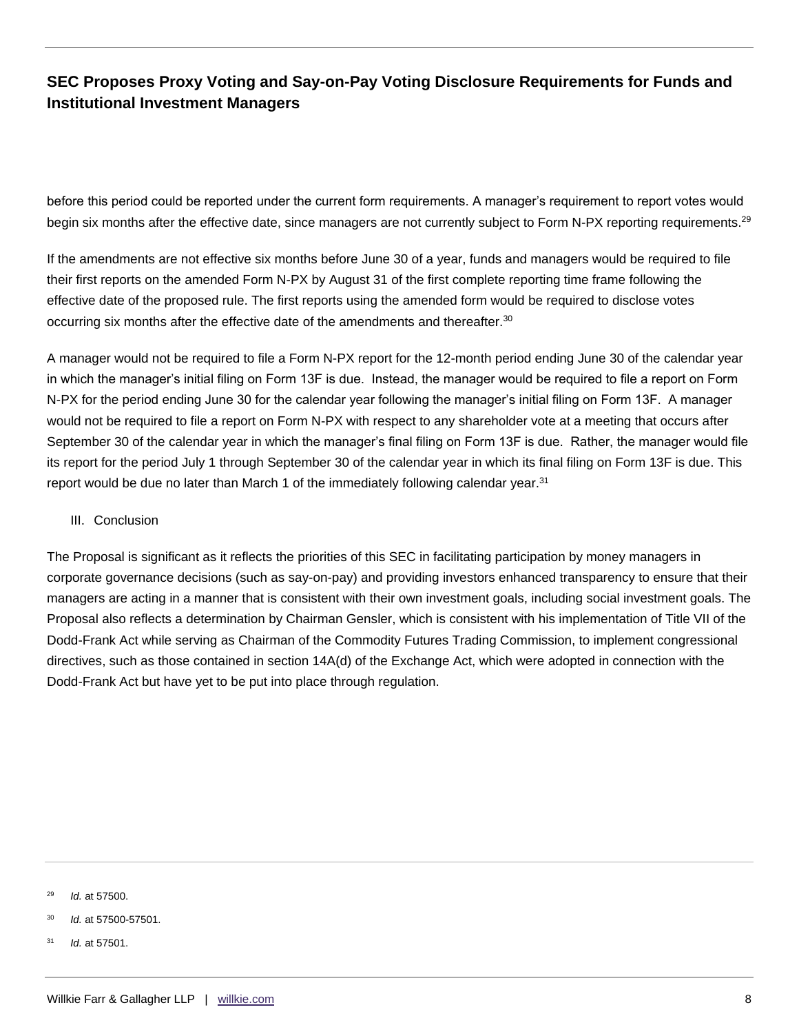before this period could be reported under the current form requirements. A manager's requirement to report votes would begin six months after the effective date, since managers are not currently subject to Form N-PX reporting requirements.[29]

If the amendments are not effective six months before June 30 of a year, funds and managers would be required to file their first reports on the amended Form N-PX by August 31 of the first complete reporting time frame following the effective date of the proposed rule. The first reports using the amended form would be required to disclose votes occurring six months after the effective date of the amendments and thereafter.[30]

A manager would not be required to file a Form N-PX report for the 12-month period ending June 30 of the calendar year in which the manager's initial filing on Form 13F is due. Instead, the manager would be required to file a report on Form N-PX for the period ending June 30 for the calendar year following the manager's initial filing on Form 13F. A manager would not be required to file a report on Form N-PX with respect to any shareholder vote at a meeting that occurs after September 30 of the calendar year in which the manager's final filing on Form 13F is due. Rather, the manager would file its report for the period July 1 through September 30 of the calendar year in which its final filing on Form 13F is due. This report would be due no later than March 1 of the immediately following calendar year.[31]

## III. Conclusion

The Proposal is significant as it reflects the priorities of this SEC in facilitating participation by money managers in corporate governance decisions (such as say-on-pay) and providing investors enhanced transparency to ensure that their managers are acting in a manner that is consistent with their own investment goals, including social investment goals. The Proposal also reflects a determination by Chairman Gensler, which is consistent with his implementation of Title VII of the Dodd-Frank Act while serving as Chairman of the Commodity Futures Trading Commission, to implement congressional directives, such as those contained in section 14A(d) of the Exchange Act, which were adopted in connection with the Dodd-Frank Act but have yet to be put into place through regulation.

---

[29] *Id.* at 57500.

[30] *Id.* at 57500-57501.

[31] *Id.* at 57501.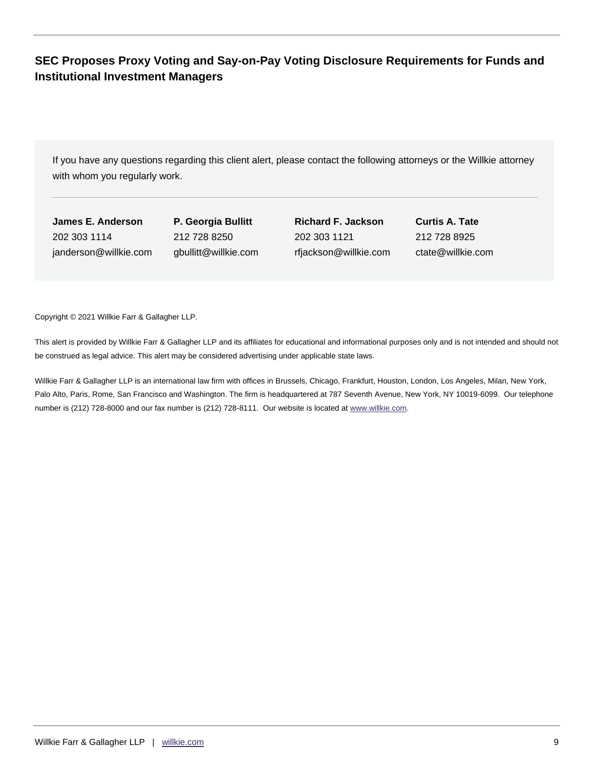## SEC Proposes Proxy Voting and Say-on-Pay Voting Disclosure Requirements for Funds and Institutional Investment Managers

If you have any questions regarding this client alert, please contact the following attorneys or the Willkie attorney with whom you regularly work.

| | | | |
|---|---|---|---|
| **James E. Anderson** | **P. Georgia Bullitt** | **Richard F. Jackson** | **Curtis A. Tate** |
| 202 303 1114 | 212 728 8250 | 202 303 1121 | 212 728 8925 |
| janderson@willkie.com | gbullitt@willkie.com | rfjackson@willkie.com | ctate@willkie.com |

Copyright © 2021 Willkie Farr & Gallagher LLP.

This alert is provided by Willkie Farr & Gallagher LLP and its affiliates for educational and informational purposes only and is not intended and should not be construed as legal advice. This alert may be considered advertising under applicable state laws.

Willkie Farr & Gallagher LLP is an international law firm with offices in Brussels, Chicago, Frankfurt, Houston, London, Los Angeles, Milan, New York, Palo Alto, Paris, Rome, San Francisco and Washington. The firm is headquartered at 787 Seventh Avenue, New York, NY 10019-6099. Our telephone number is (212) 728-8000 and our fax number is (212) 728-8111. Our website is located at www.willkie.com.